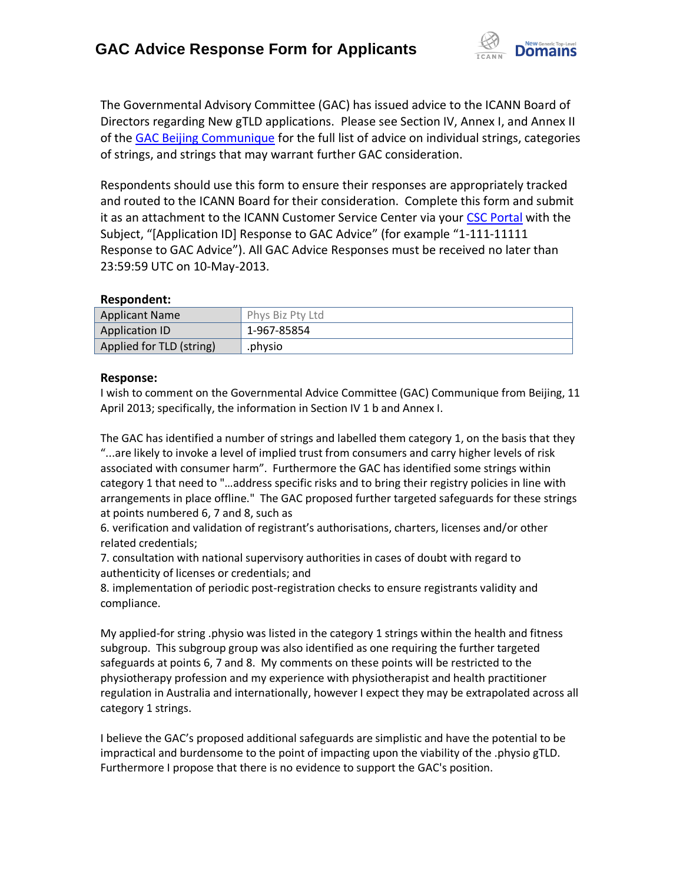# GAC Advice Response Form for Applicants

The Governmental Advisory Committee (GAC) has issued advice to the ICANN Board of Directors regarding New gTLD applications. Please see Section IV, Annex I, and Annex II of the GAC Beijing Communique for the full list of advice on individual strings, categories of strings, and strings that may warrant further GAC consideration.

Respondents should use this form to ensure their responses are appropriately tracked and routed to the ICANN Board for their consideration. Complete this form and submit it as an attachment to the ICANN Customer Service Center via your CSC Portal with the Subject, "[Application ID] Response to GAC Advice" (for example "1-111-11111 Response to GAC Advice"). All GAC Advice Responses must be received no later than 23:59:59 UTC on 10-May-2013.

**Respondent:**

| Applicant Name | Phys Biz Pty Ltd |
|---|---|
| Application ID | 1-967-85854 |
| Applied for TLD (string) | .physio |

**Response:**

I wish to comment on the Governmental Advice Committee (GAC) Communique from Beijing, 11 April 2013; specifically, the information in Section IV 1 b and Annex I.

The GAC has identified a number of strings and labelled them category 1, on the basis that they "...are likely to invoke a level of implied trust from consumers and carry higher levels of risk associated with consumer harm". Furthermore the GAC has identified some strings within category 1 that need to "…address specific risks and to bring their registry policies in line with arrangements in place offline." The GAC proposed further targeted safeguards for these strings at points numbered 6, 7 and 8, such as

6. verification and validation of registrant's authorisations, charters, licenses and/or other related credentials;
7. consultation with national supervisory authorities in cases of doubt with regard to authenticity of licenses or credentials; and
8. implementation of periodic post-registration checks to ensure registrants validity and compliance.

My applied-for string .physio was listed in the category 1 strings within the health and fitness subgroup. This subgroup group was also identified as one requiring the further targeted safeguards at points 6, 7 and 8. My comments on these points will be restricted to the physiotherapy profession and my experience with physiotherapist and health practitioner regulation in Australia and internationally, however I expect they may be extrapolated across all category 1 strings.

I believe the GAC's proposed additional safeguards are simplistic and have the potential to be impractical and burdensome to the point of impacting upon the viability of the .physio gTLD. Furthermore I propose that there is no evidence to support the GAC's position.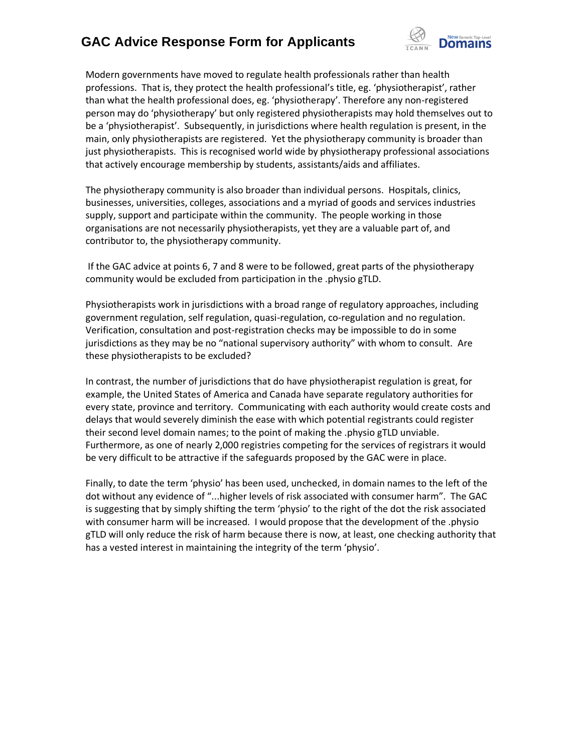Modern governments have moved to regulate health professionals rather than health professions. That is, they protect the health professional's title, eg. 'physiotherapist', rather than what the health professional does, eg. 'physiotherapy'. Therefore any non-registered person may do 'physiotherapy' but only registered physiotherapists may hold themselves out to be a 'physiotherapist'. Subsequently, in jurisdictions where health regulation is present, in the main, only physiotherapists are registered. Yet the physiotherapy community is broader than just physiotherapists. This is recognised world wide by physiotherapy professional associations that actively encourage membership by students, assistants/aids and affiliates.

The physiotherapy community is also broader than individual persons. Hospitals, clinics, businesses, universities, colleges, associations and a myriad of goods and services industries supply, support and participate within the community. The people working in those organisations are not necessarily physiotherapists, yet they are a valuable part of, and contributor to, the physiotherapy community.

If the GAC advice at points 6, 7 and 8 were to be followed, great parts of the physiotherapy community would be excluded from participation in the .physio gTLD.

Physiotherapists work in jurisdictions with a broad range of regulatory approaches, including government regulation, self regulation, quasi-regulation, co-regulation and no regulation. Verification, consultation and post-registration checks may be impossible to do in some jurisdictions as they may be no "national supervisory authority" with whom to consult. Are these physiotherapists to be excluded?

In contrast, the number of jurisdictions that do have physiotherapist regulation is great, for example, the United States of America and Canada have separate regulatory authorities for every state, province and territory. Communicating with each authority would create costs and delays that would severely diminish the ease with which potential registrants could register their second level domain names; to the point of making the .physio gTLD unviable. Furthermore, as one of nearly 2,000 registries competing for the services of registrars it would be very difficult to be attractive if the safeguards proposed by the GAC were in place.

Finally, to date the term 'physio' has been used, unchecked, in domain names to the left of the dot without any evidence of "...higher levels of risk associated with consumer harm". The GAC is suggesting that by simply shifting the term 'physio' to the right of the dot the risk associated with consumer harm will be increased. I would propose that the development of the .physio gTLD will only reduce the risk of harm because there is now, at least, one checking authority that has a vested interest in maintaining the integrity of the term 'physio'.